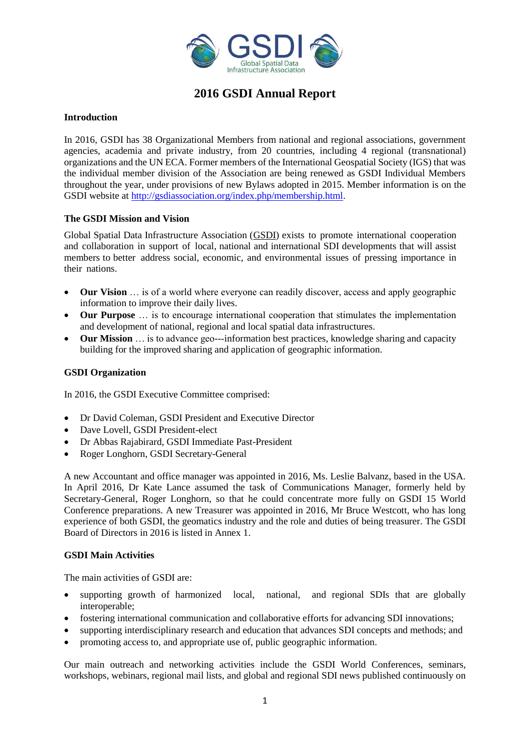# 2016 GSDI Annual Report

## Introduction

In 2016, GSDI has 38 Organizational Members from national and regional associations, government agencies, academia and private industry, from 20 countries, including 4 regional (transnational) organizations and the UN ECA. Former members of the International Geospatial Society (IGS) that was the individual member division of the Association are being renewed as GSDI Individual Members throughout the year, under provisions of new Bylaws adopted in 2015. Member information is on the GSDI website at http://gsdiassociation.org/index.php/membership.html.

## The GSDI Mission and Vision

Global Spatial Data Infrastructure Association (GSDI) exists to promote international cooperation and collaboration in support of local, national and international SDI developments that will assist members to better address social, economic, and environmental issues of pressing importance in their nations.

- **Our Vision** … is of a world where everyone can readily discover, access and apply geographic information to improve their daily lives.
- **Our Purpose** … is to encourage international cooperation that stimulates the implementation and development of national, regional and local spatial data infrastructures.
- **Our Mission** … is to advance geo---information best practices, knowledge sharing and capacity building for the improved sharing and application of geographic information.

## GSDI Organization

In 2016, the GSDI Executive Committee comprised:

- Dr David Coleman, GSDI President and Executive Director
- Dave Lovell, GSDI President-elect
- Dr Abbas Rajabirard, GSDI Immediate Past-President
- Roger Longhorn, GSDI Secretary-General

A new Accountant and office manager was appointed in 2016, Ms. Leslie Balvanz, based in the USA. In April 2016, Dr Kate Lance assumed the task of Communications Manager, formerly held by Secretary-General, Roger Longhorn, so that he could concentrate more fully on GSDI 15 World Conference preparations. A new Treasurer was appointed in 2016, Mr Bruce Westcott, who has long experience of both GSDI, the geomatics industry and the role and duties of being treasurer. The GSDI Board of Directors in 2016 is listed in Annex 1.

## GSDI Main Activities

The main activities of GSDI are:

- supporting growth of harmonized local, national, and regional SDIs that are globally interoperable;
- fostering international communication and collaborative efforts for advancing SDI innovations;
- supporting interdisciplinary research and education that advances SDI concepts and methods; and
- promoting access to, and appropriate use of, public geographic information.

Our main outreach and networking activities include the GSDI World Conferences, seminars, workshops, webinars, regional mail lists, and global and regional SDI news published continuously on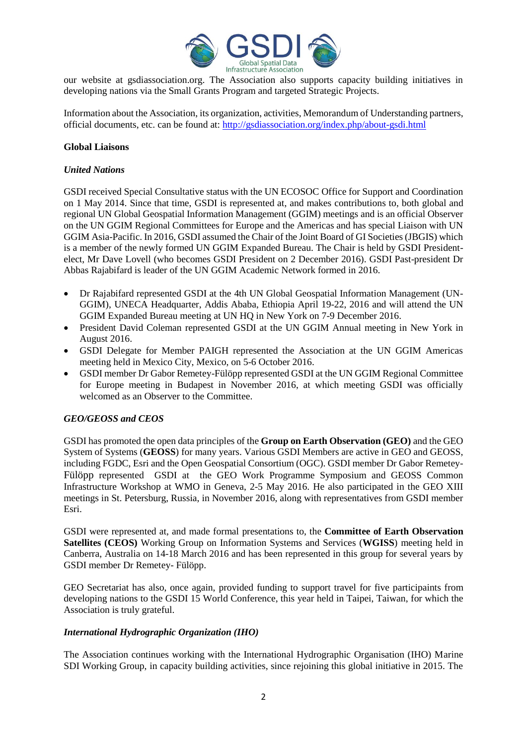our website at gsdiassociation.org. The Association also supports capacity building initiatives in developing nations via the Small Grants Program and targeted Strategic Projects.

Information about the Association, its organization, activities, Memorandum of Understanding partners, official documents, etc. can be found at: [http://gsdiassociation.org/index.php/about-gsdi.html](http://gsdiassociation.org/index.php/about-gsdi.html)

**Global Liaisons**

***United Nations***

GSDI received Special Consultative status with the UN ECOSOC Office for Support and Coordination on 1 May 2014. Since that time, GSDI is represented at, and makes contributions to, both global and regional UN Global Geospatial Information Management (GGIM) meetings and is an official Observer on the UN GGIM Regional Committees for Europe and the Americas and has special Liaison with UN GGIM Asia-Pacific. In 2016, GSDI assumed the Chair of the Joint Board of GI Societies (JBGIS) which is a member of the newly formed UN GGIM Expanded Bureau. The Chair is held by GSDI President-elect, Mr Dave Lovell (who becomes GSDI President on 2 December 2016). GSDI Past-president Dr Abbas Rajabifard is leader of the UN GGIM Academic Network formed in 2016.

- Dr Rajabifard represented GSDI at the 4th UN Global Geospatial Information Management (UN-GGIM), UNECA Headquarter, Addis Ababa, Ethiopia April 19-22, 2016 and will attend the UN GGIM Expanded Bureau meeting at UN HQ in New York on 7-9 December 2016.
- President David Coleman represented GSDI at the UN GGIM Annual meeting in New York in August 2016.
- GSDI Delegate for Member PAIGH represented the Association at the UN GGIM Americas meeting held in Mexico City, Mexico, on 5-6 October 2016.
- GSDI member Dr Gabor Remetey-Fülöpp represented GSDI at the UN GGIM Regional Committee for Europe meeting in Budapest in November 2016, at which meeting GSDI was officially welcomed as an Observer to the Committee.

***GEO/GEOSS and CEOS***

GSDI has promoted the open data principles of the **Group on Earth Observation (GEO)** and the GEO System of Systems (**GEOSS**) for many years. Various GSDI Members are active in GEO and GEOSS, including FGDC, Esri and the Open Geospatial Consortium (OGC). GSDI member Dr Gabor Remetey-Fülöpp represented GSDI at the GEO Work Programme Symposium and GEOSS Common Infrastructure Workshop at WMO in Geneva, 2-5 May 2016. He also participated in the GEO XIII meetings in St. Petersburg, Russia, in November 2016, along with representatives from GSDI member Esri.

GSDI were represented at, and made formal presentations to, the **Committee of Earth Observation Satellites (CEOS)** Working Group on Information Systems and Services (**WGISS**) meeting held in Canberra, Australia on 14-18 March 2016 and has been represented in this group for several years by GSDI member Dr Remetey- Fülöpp.

GEO Secretariat has also, once again, provided funding to support travel for five participaints from developing nations to the GSDI 15 World Conference, this year held in Taipei, Taiwan, for which the Association is truly grateful.

***International Hydrographic Organization (IHO)***

The Association continues working with the International Hydrographic Organisation (IHO) Marine SDI Working Group, in capacity building activities, since rejoining this global initiative in 2015. The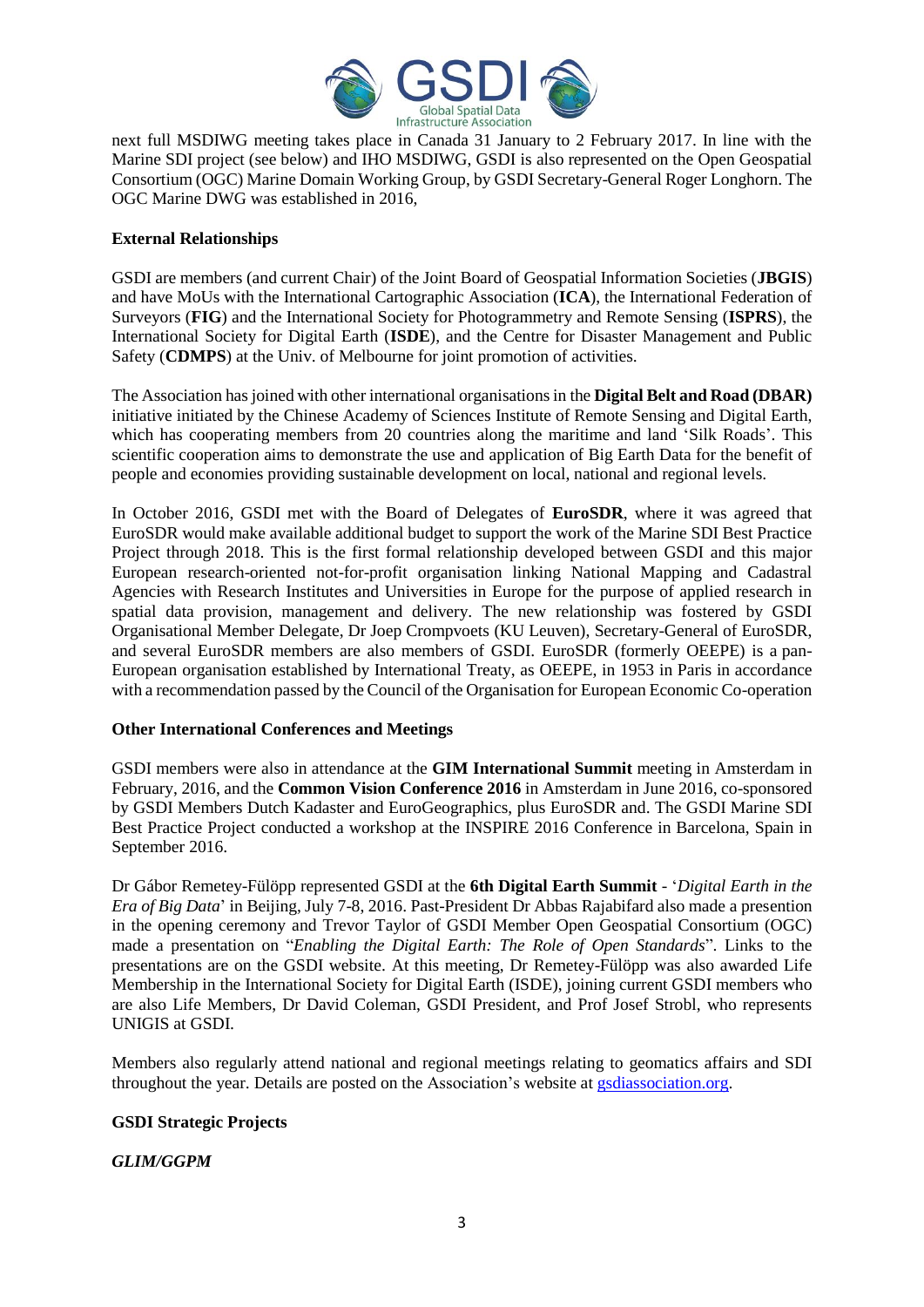next full MSDIWG meeting takes place in Canada 31 January to 2 February 2017. In line with the Marine SDI project (see below) and IHO MSDIWG, GSDI is also represented on the Open Geospatial Consortium (OGC) Marine Domain Working Group, by GSDI Secretary-General Roger Longhorn. The OGC Marine DWG was established in 2016,

**External Relationships**

GSDI are members (and current Chair) of the Joint Board of Geospatial Information Societies (**JBGIS**) and have MoUs with the International Cartographic Association (**ICA**), the International Federation of Surveyors (**FIG**) and the International Society for Photogrammetry and Remote Sensing (**ISPRS**), the International Society for Digital Earth (**ISDE**), and the Centre for Disaster Management and Public Safety (**CDMPS**) at the Univ. of Melbourne for joint promotion of activities.

The Association has joined with other international organisations in the **Digital Belt and Road (DBAR)** initiative initiated by the Chinese Academy of Sciences Institute of Remote Sensing and Digital Earth, which has cooperating members from 20 countries along the maritime and land 'Silk Roads'. This scientific cooperation aims to demonstrate the use and application of Big Earth Data for the benefit of people and economies providing sustainable development on local, national and regional levels.

In October 2016, GSDI met with the Board of Delegates of **EuroSDR**, where it was agreed that EuroSDR would make available additional budget to support the work of the Marine SDI Best Practice Project through 2018. This is the first formal relationship developed between GSDI and this major European research-oriented not-for-profit organisation linking National Mapping and Cadastral Agencies with Research Institutes and Universities in Europe for the purpose of applied research in spatial data provision, management and delivery. The new relationship was fostered by GSDI Organisational Member Delegate, Dr Joep Crompvoets (KU Leuven), Secretary-General of EuroSDR, and several EuroSDR members are also members of GSDI. EuroSDR (formerly OEEPE) is a pan-European organisation established by International Treaty, as OEEPE, in 1953 in Paris in accordance with a recommendation passed by the Council of the Organisation for European Economic Co-operation

**Other International Conferences and Meetings**

GSDI members were also in attendance at the **GIM International Summit** meeting in Amsterdam in February, 2016, and the **Common Vision Conference 2016** in Amsterdam in June 2016, co-sponsored by GSDI Members Dutch Kadaster and EuroGeographics, plus EuroSDR and. The GSDI Marine SDI Best Practice Project conducted a workshop at the INSPIRE 2016 Conference in Barcelona, Spain in September 2016.

Dr Gábor Remetey-Fülöpp represented GSDI at the **6th Digital Earth Summit** - '*Digital Earth in the Era of Big Data*' in Beijing, July 7-8, 2016. Past-President Dr Abbas Rajabifard also made a presention in the opening ceremony and Trevor Taylor of GSDI Member Open Geospatial Consortium (OGC) made a presentation on "*Enabling the Digital Earth: The Role of Open Standards*". Links to the presentations are on the GSDI website. At this meeting, Dr Remetey-Fülöpp was also awarded Life Membership in the International Society for Digital Earth (ISDE), joining current GSDI members who are also Life Members, Dr David Coleman, GSDI President, and Prof Josef Strobl, who represents UNIGIS at GSDI.

Members also regularly attend national and regional meetings relating to geomatics affairs and SDI throughout the year. Details are posted on the Association's website at gsdiassociation.org.

**GSDI Strategic Projects**

***GLIM/GGPM***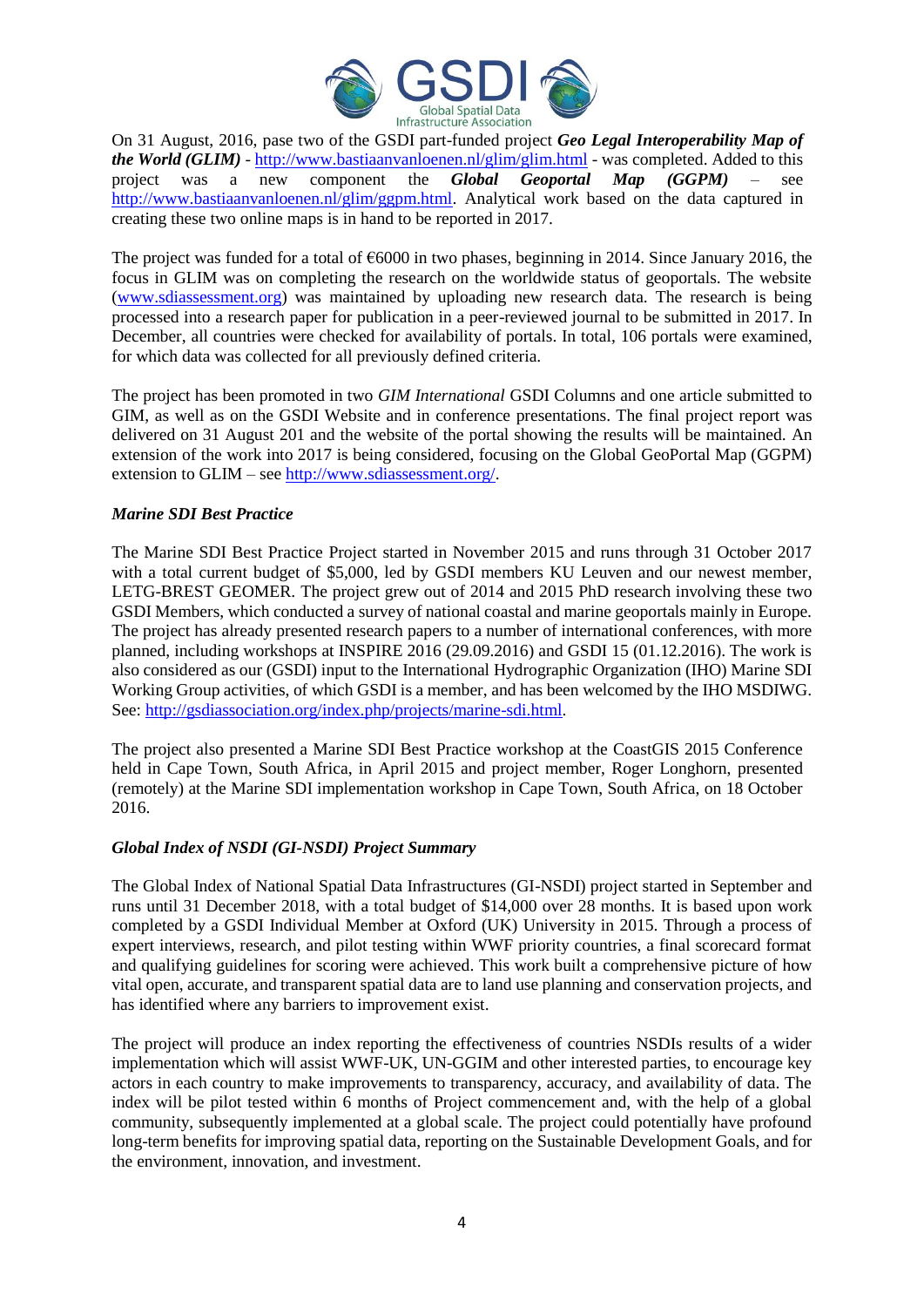On 31 August, 2016, pase two of the GSDI part-funded project ***Geo Legal Interoperability Map of the World (GLIM)*** - http://www.bastiaanvanloenen.nl/glim/glim.html - was completed. Added to this project was a new component the ***Global Geoportal Map (GGPM)*** – see http://www.bastiaanvanloenen.nl/glim/ggpm.html. Analytical work based on the data captured in creating these two online maps is in hand to be reported in 2017.

The project was funded for a total of €6000 in two phases, beginning in 2014. Since January 2016, the focus in GLIM was on completing the research on the worldwide status of geoportals. The website (www.sdiassessment.org) was maintained by uploading new research data. The research is being processed into a research paper for publication in a peer-reviewed journal to be submitted in 2017. In December, all countries were checked for availability of portals. In total, 106 portals were examined, for which data was collected for all previously defined criteria.

The project has been promoted in two *GIM International* GSDI Columns and one article submitted to GIM, as well as on the GSDI Website and in conference presentations. The final project report was delivered on 31 August 201 and the website of the portal showing the results will be maintained. An extension of the work into 2017 is being considered, focusing on the Global GeoPortal Map (GGPM) extension to GLIM – see http://www.sdiassessment.org/.

***Marine SDI Best Practice***

The Marine SDI Best Practice Project started in November 2015 and runs through 31 October 2017 with a total current budget of $5,000, led by GSDI members KU Leuven and our newest member, LETG-BREST GEOMER. The project grew out of 2014 and 2015 PhD research involving these two GSDI Members, which conducted a survey of national coastal and marine geoportals mainly in Europe. The project has already presented research papers to a number of international conferences, with more planned, including workshops at INSPIRE 2016 (29.09.2016) and GSDI 15 (01.12.2016). The work is also considered as our (GSDI) input to the International Hydrographic Organization (IHO) Marine SDI Working Group activities, of which GSDI is a member, and has been welcomed by the IHO MSDIWG. See: http://gsdiassociation.org/index.php/projects/marine-sdi.html.

The project also presented a Marine SDI Best Practice workshop at the CoastGIS 2015 Conference held in Cape Town, South Africa, in April 2015 and project member, Roger Longhorn, presented (remotely) at the Marine SDI implementation workshop in Cape Town, South Africa, on 18 October 2016.

***Global Index of NSDI (GI-NSDI) Project Summary***

The Global Index of National Spatial Data Infrastructures (GI-NSDI) project started in September and runs until 31 December 2018, with a total budget of $14,000 over 28 months. It is based upon work completed by a GSDI Individual Member at Oxford (UK) University in 2015. Through a process of expert interviews, research, and pilot testing within WWF priority countries, a final scorecard format and qualifying guidelines for scoring were achieved. This work built a comprehensive picture of how vital open, accurate, and transparent spatial data are to land use planning and conservation projects, and has identified where any barriers to improvement exist.

The project will produce an index reporting the effectiveness of countries NSDIs results of a wider implementation which will assist WWF-UK, UN-GGIM and other interested parties, to encourage key actors in each country to make improvements to transparency, accuracy, and availability of data. The index will be pilot tested within 6 months of Project commencement and, with the help of a global community, subsequently implemented at a global scale. The project could potentially have profound long-term benefits for improving spatial data, reporting on the Sustainable Development Goals, and for the environment, innovation, and investment.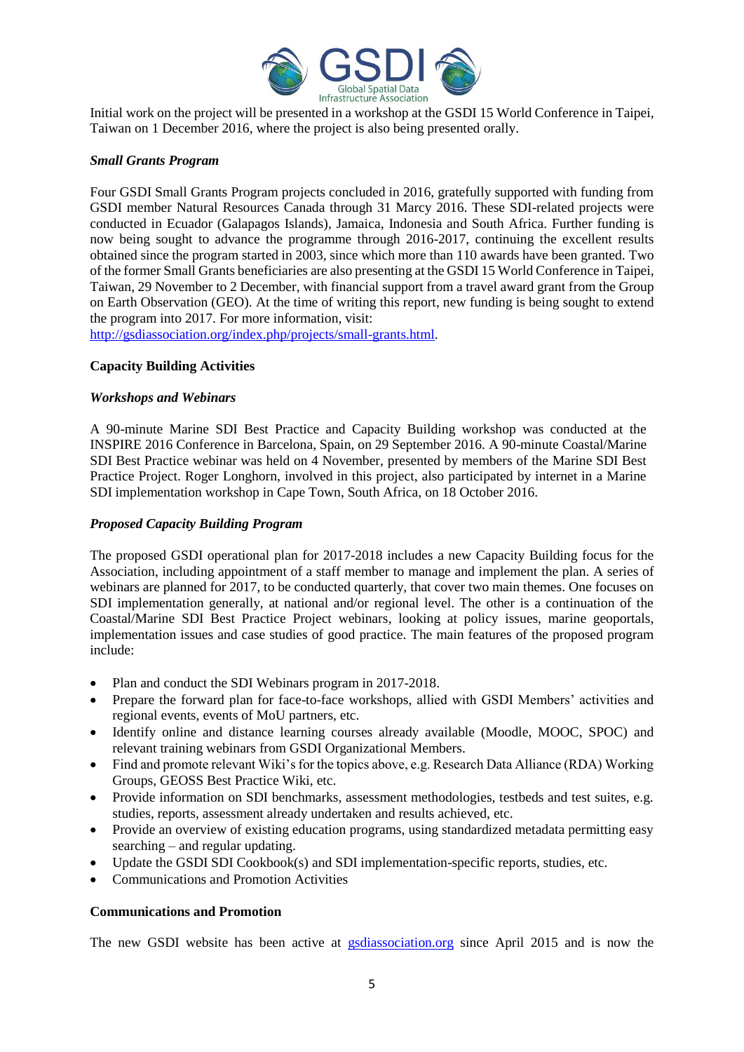Initial work on the project will be presented in a workshop at the GSDI 15 World Conference in Taipei, Taiwan on 1 December 2016, where the project is also being presented orally.

***Small Grants Program***

Four GSDI Small Grants Program projects concluded in 2016, gratefully supported with funding from GSDI member Natural Resources Canada through 31 Marcy 2016. These SDI-related projects were conducted in Ecuador (Galapagos Islands), Jamaica, Indonesia and South Africa. Further funding is now being sought to advance the programme through 2016-2017, continuing the excellent results obtained since the program started in 2003, since which more than 110 awards have been granted. Two of the former Small Grants beneficiaries are also presenting at the GSDI 15 World Conference in Taipei, Taiwan, 29 November to 2 December, with financial support from a travel award grant from the Group on Earth Observation (GEO). At the time of writing this report, new funding is being sought to extend the program into 2017. For more information, visit: http://gsdiassociation.org/index.php/projects/small-grants.html.

**Capacity Building Activities**

***Workshops and Webinars***

A 90-minute Marine SDI Best Practice and Capacity Building workshop was conducted at the INSPIRE 2016 Conference in Barcelona, Spain, on 29 September 2016. A 90-minute Coastal/Marine SDI Best Practice webinar was held on 4 November, presented by members of the Marine SDI Best Practice Project. Roger Longhorn, involved in this project, also participated by internet in a Marine SDI implementation workshop in Cape Town, South Africa, on 18 October 2016.

***Proposed Capacity Building Program***

The proposed GSDI operational plan for 2017-2018 includes a new Capacity Building focus for the Association, including appointment of a staff member to manage and implement the plan. A series of webinars are planned for 2017, to be conducted quarterly, that cover two main themes. One focuses on SDI implementation generally, at national and/or regional level. The other is a continuation of the Coastal/Marine SDI Best Practice Project webinars, looking at policy issues, marine geoportals, implementation issues and case studies of good practice. The main features of the proposed program include:

- Plan and conduct the SDI Webinars program in 2017-2018.
- Prepare the forward plan for face-to-face workshops, allied with GSDI Members' activities and regional events, events of MoU partners, etc.
- Identify online and distance learning courses already available (Moodle, MOOC, SPOC) and relevant training webinars from GSDI Organizational Members.
- Find and promote relevant Wiki's for the topics above, e.g. Research Data Alliance (RDA) Working Groups, GEOSS Best Practice Wiki, etc.
- Provide information on SDI benchmarks, assessment methodologies, testbeds and test suites, e.g. studies, reports, assessment already undertaken and results achieved, etc.
- Provide an overview of existing education programs, using standardized metadata permitting easy searching – and regular updating.
- Update the GSDI SDI Cookbook(s) and SDI implementation-specific reports, studies, etc.
- Communications and Promotion Activities

**Communications and Promotion**

The new GSDI website has been active at gsdiassociation.org since April 2015 and is now the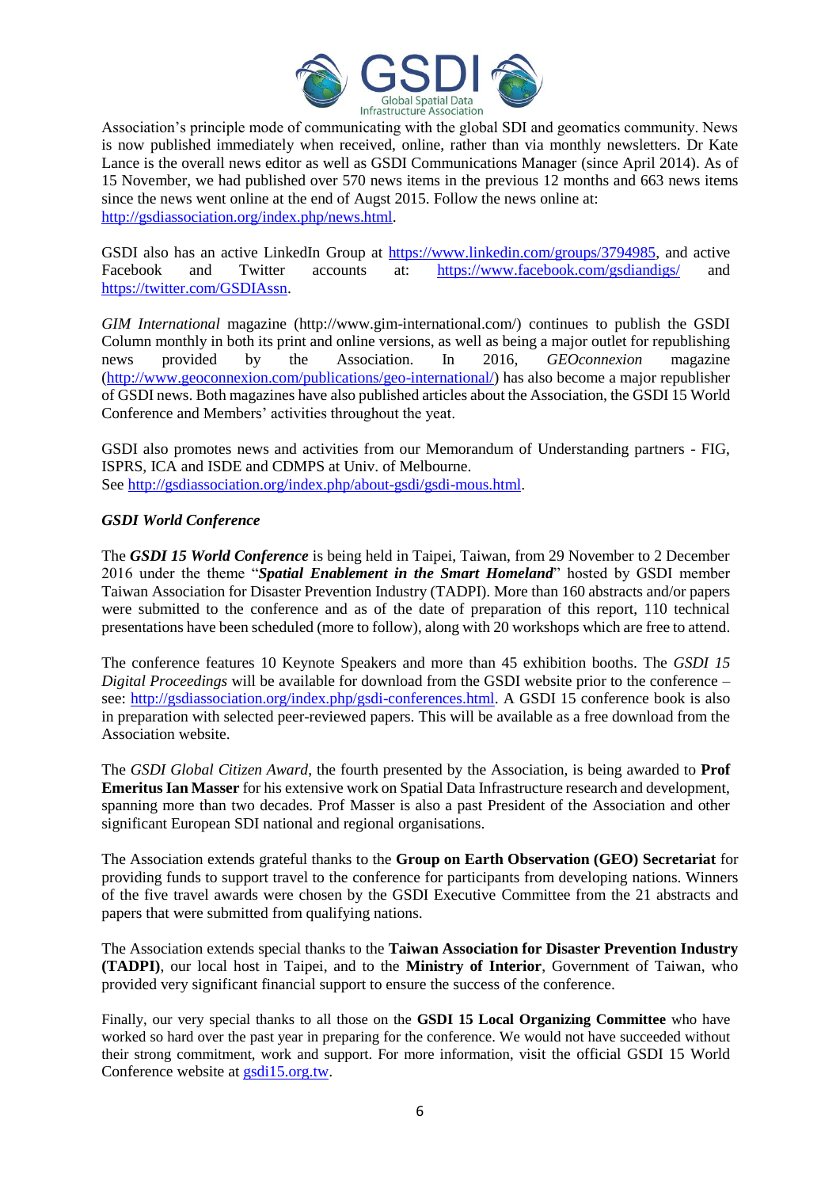Association's principle mode of communicating with the global SDI and geomatics community. News is now published immediately when received, online, rather than via monthly newsletters. Dr Kate Lance is the overall news editor as well as GSDI Communications Manager (since April 2014). As of 15 November, we had published over 570 news items in the previous 12 months and 663 news items since the news went online at the end of Augst 2015. Follow the news online at: http://gsdiassociation.org/index.php/news.html.

GSDI also has an active LinkedIn Group at https://www.linkedin.com/groups/3794985, and active Facebook and Twitter accounts at: https://www.facebook.com/gsdiandigs/ and https://twitter.com/GSDIAssn.

*GIM International* magazine (http://www.gim-international.com/) continues to publish the GSDI Column monthly in both its print and online versions, as well as being a major outlet for republishing news provided by the Association. In 2016, *GEOconnexion* magazine (http://www.geoconnexion.com/publications/geo-international/) has also become a major republisher of GSDI news. Both magazines have also published articles about the Association, the GSDI 15 World Conference and Members' activities throughout the yeat.

GSDI also promotes news and activities from our Memorandum of Understanding partners - FIG, ISPRS, ICA and ISDE and CDMPS at Univ. of Melbourne.
See http://gsdiassociation.org/index.php/about-gsdi/gsdi-mous.html.

### *GSDI World Conference*

The ***GSDI 15 World Conference*** is being held in Taipei, Taiwan, from 29 November to 2 December 2016 under the theme "***Spatial Enablement in the Smart Homeland***" hosted by GSDI member Taiwan Association for Disaster Prevention Industry (TADPI). More than 160 abstracts and/or papers were submitted to the conference and as of the date of preparation of this report, 110 technical presentations have been scheduled (more to follow), along with 20 workshops which are free to attend.

The conference features 10 Keynote Speakers and more than 45 exhibition booths. The *GSDI 15 Digital Proceedings* will be available for download from the GSDI website prior to the conference – see: http://gsdiassociation.org/index.php/gsdi-conferences.html. A GSDI 15 conference book is also in preparation with selected peer-reviewed papers. This will be available as a free download from the Association website.

The *GSDI Global Citizen Award*, the fourth presented by the Association, is being awarded to **Prof Emeritus Ian Masser** for his extensive work on Spatial Data Infrastructure research and development, spanning more than two decades. Prof Masser is also a past President of the Association and other significant European SDI national and regional organisations.

The Association extends grateful thanks to the **Group on Earth Observation (GEO) Secretariat** for providing funds to support travel to the conference for participants from developing nations. Winners of the five travel awards were chosen by the GSDI Executive Committee from the 21 abstracts and papers that were submitted from qualifying nations.

The Association extends special thanks to the **Taiwan Association for Disaster Prevention Industry (TADPI)**, our local host in Taipei, and to the **Ministry of Interior**, Government of Taiwan, who provided very significant financial support to ensure the success of the conference.

Finally, our very special thanks to all those on the **GSDI 15 Local Organizing Committee** who have worked so hard over the past year in preparing for the conference. We would not have succeeded without their strong commitment, work and support. For more information, visit the official GSDI 15 World Conference website at gsdi15.org.tw.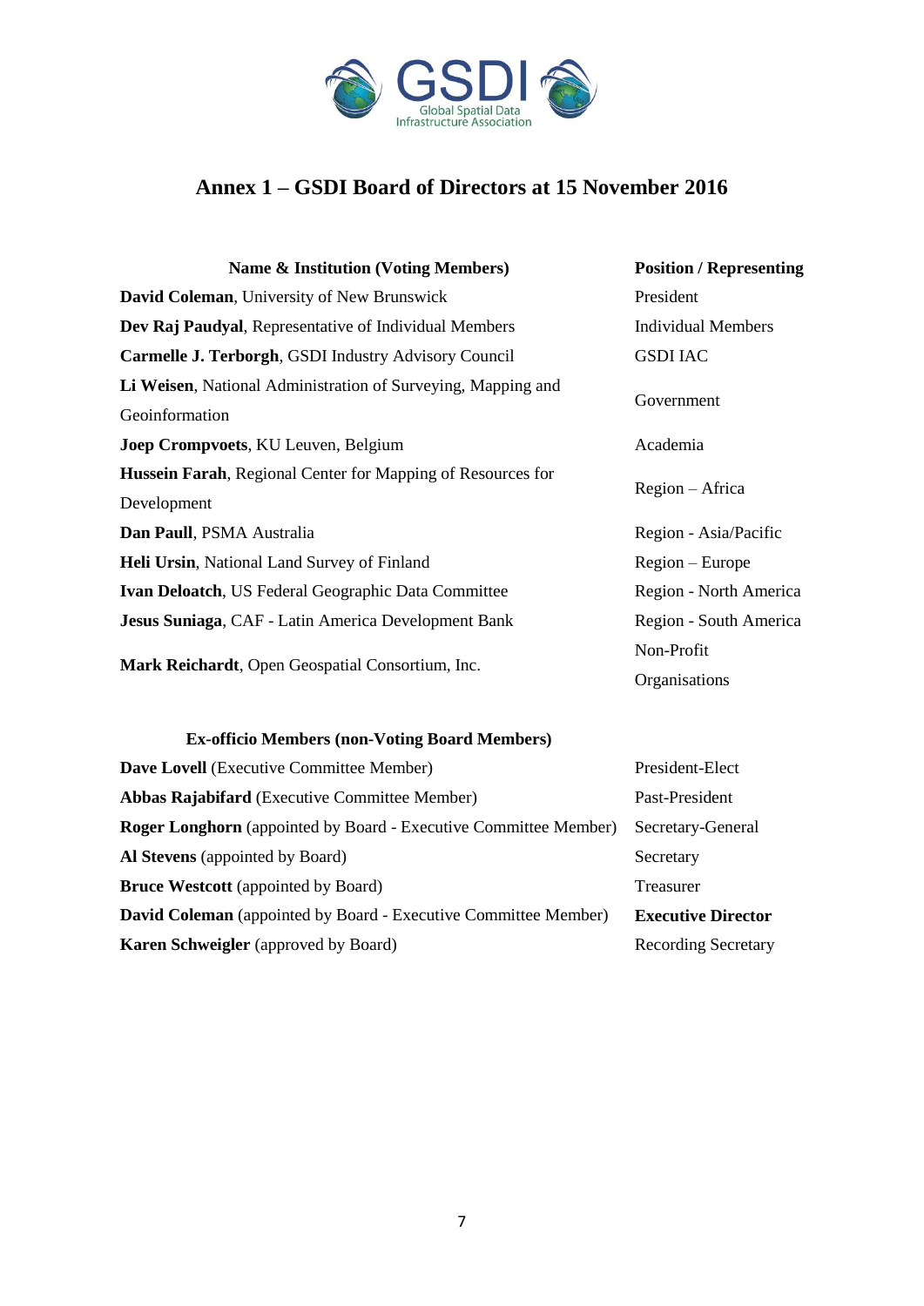## Annex 1 – GSDI Board of Directors at 15 November 2016

| Name & Institution (Voting Members) | Position / Representing |
|---|---|
| **David Coleman**, University of New Brunswick | President |
| **Dev Raj Paudyal**, Representative of Individual Members | Individual Members |
| **Carmelle J. Terborgh**, GSDI Industry Advisory Council | GSDI IAC |
| **Li Weisen**, National Administration of Surveying, Mapping and Geoinformation | Government |
| **Joep Crompvoets**, KU Leuven, Belgium | Academia |
| **Hussein Farah**, Regional Center for Mapping of Resources for Development | Region – Africa |
| **Dan Paull**, PSMA Australia | Region - Asia/Pacific |
| **Heli Ursin**, National Land Survey of Finland | Region – Europe |
| **Ivan Deloatch**, US Federal Geographic Data Committee | Region - North America |
| **Jesus Suniaga**, CAF - Latin America Development Bank | Region - South America |
| **Mark Reichardt**, Open Geospatial Consortium, Inc. | Non-Profit Organisations |

| Ex-officio Members (non-Voting Board Members) | |
|---|---|
| **Dave Lovell** (Executive Committee Member) | President-Elect |
| **Abbas Rajabifard** (Executive Committee Member) | Past-President |
| **Roger Longhorn** (appointed by Board - Executive Committee Member) | Secretary-General |
| **Al Stevens** (appointed by Board) | Secretary |
| **Bruce Westcott** (appointed by Board) | Treasurer |
| **David Coleman** (appointed by Board - Executive Committee Member) | **Executive Director** |
| **Karen Schweigler** (approved by Board) | Recording Secretary |